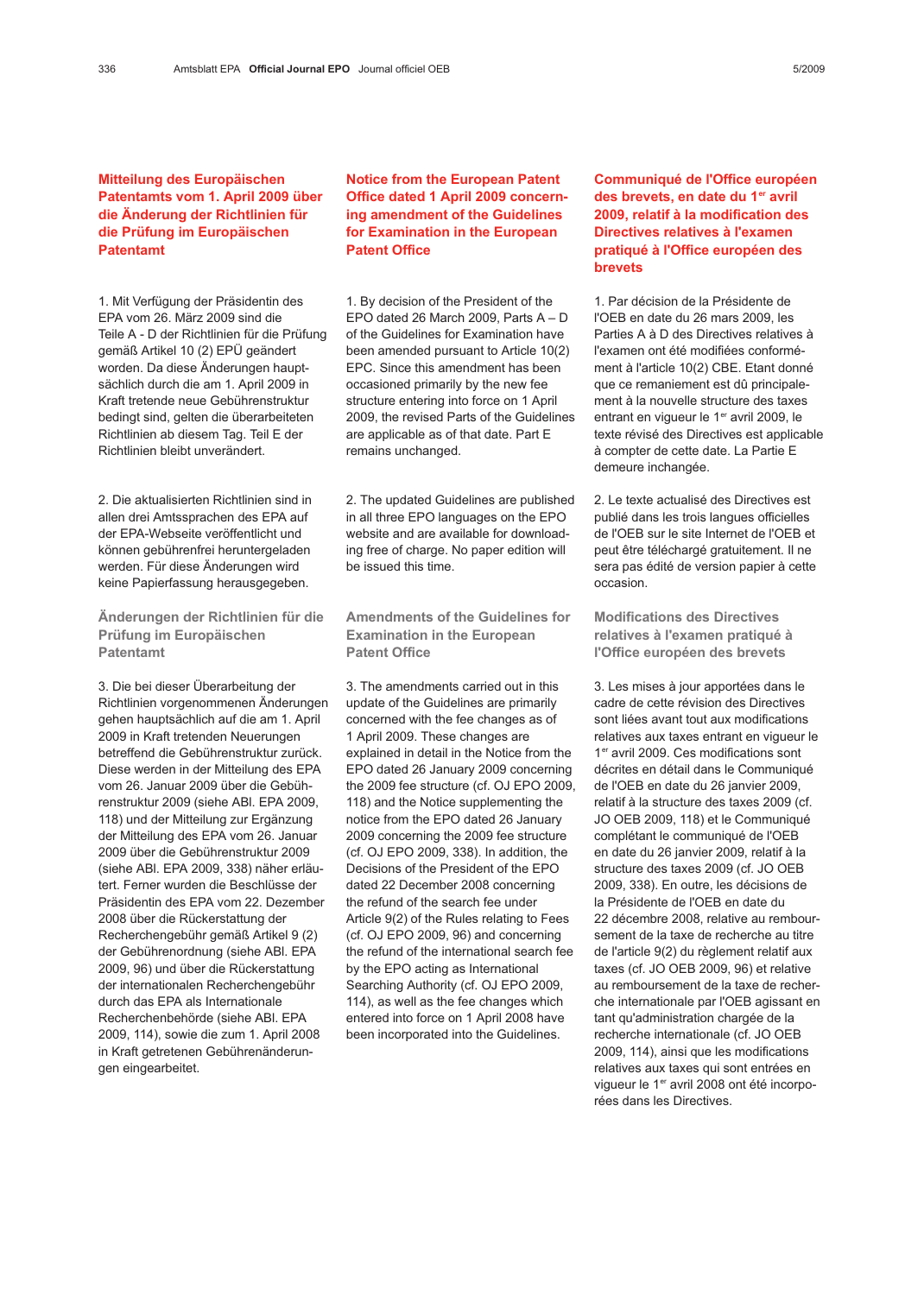## Mitteilung des Europäischen Patentamts vom 1. April 2009 über die Änderung der Richtlinien für die Prüfung im Europäischen Patentamt

1. Mit Verfügung der Präsidentin des EPA vom 26. März 2009 sind die Teile A - D der Richtlinien für die Prüfung gemäß Artikel 10 (2) EPÜ geändert worden. Da diese Änderungen hauptsächlich durch die am 1. April 2009 in Kraft tretende neue Gebührenstruktur bedingt sind, gelten die überarbeiteten Richtlinien ab diesem Tag. Teil E der Richtlinien bleibt unverändert.

2. Die aktualisierten Richtlinien sind in allen drei Amtssprachen des EPA auf der EPA-Webseite veröffentlicht und können gebührenfrei heruntergeladen werden. Für diese Änderungen wird keine Papierfassung herausgegeben.

### Änderungen der Richtlinien für die Prüfung im Europäischen Patentamt

3. Die bei dieser Überarbeitung der Richtlinien vorgenommenen Änderungen gehen hauptsächlich auf die am 1. April 2009 in Kraft tretenden Neuerungen betreffend die Gebührenstruktur zurück. Diese werden in der Mitteilung des EPA vom 26. Januar 2009 über die Gebührenstruktur 2009 (siehe ABl. EPA 2009, 118) und der Mitteilung zur Ergänzung der Mitteilung des EPA vom 26. Januar 2009 über die Gebührenstruktur 2009 (siehe ABl. EPA 2009, 338) näher erläutert. Ferner wurden die Beschlüsse der Präsidentin des EPA vom 22. Dezember 2008 über die Rückerstattung der Recherchengebühr gemäß Artikel 9 (2) der Gebührenordnung (siehe ABl. EPA 2009, 96) und über die Rückerstattung der internationalen Recherchengebühr durch das EPA als Internationale Recherchenbehörde (siehe ABl. EPA 2009, 114), sowie die zum 1. April 2008 in Kraft getretenen Gebührenänderungen eingearbeitet.

## Notice from the European Patent Office dated 1 April 2009 concerning amendment of the Guidelines for Examination in the European Patent Office

1. By decision of the President of the EPO dated 26 March 2009, Parts A – D of the Guidelines for Examination have been amended pursuant to Article 10(2) EPC. Since this amendment has been occasioned primarily by the new fee structure entering into force on 1 April 2009, the revised Parts of the Guidelines are applicable as of that date. Part E remains unchanged.

2. The updated Guidelines are published in all three EPO languages on the EPO website and are available for downloading free of charge. No paper edition will be issued this time.

### Amendments of the Guidelines for Examination in the European Patent Office

3. The amendments carried out in this update of the Guidelines are primarily concerned with the fee changes as of 1 April 2009. These changes are explained in detail in the Notice from the EPO dated 26 January 2009 concerning the 2009 fee structure (cf. OJ EPO 2009, 118) and the Notice supplementing the notice from the EPO dated 26 January 2009 concerning the 2009 fee structure (cf. OJ EPO 2009, 338). In addition, the Decisions of the President of the EPO dated 22 December 2008 concerning the refund of the search fee under Article 9(2) of the Rules relating to Fees (cf. OJ EPO 2009, 96) and concerning the refund of the international search fee by the EPO acting as International Searching Authority (cf. OJ EPO 2009, 114), as well as the fee changes which entered into force on 1 April 2008 have been incorporated into the Guidelines.

## Communiqué de l'Office européen des brevets, en date du 1er avril 2009, relatif à la modification des Directives relatives à l'examen pratiqué à l'Office européen des brevets

1. Par décision de la Présidente de l'OEB en date du 26 mars 2009, les Parties A à D des Directives relatives à l'examen ont été modifiées conformément à l'article 10(2) CBE. Etant donné que ce remaniement est dû principalement à la nouvelle structure des taxes entrant en vigueur le 1er avril 2009, le texte révisé des Directives est applicable à compter de cette date. La Partie E demeure inchangée.

2. Le texte actualisé des Directives est publié dans les trois langues officielles de l'OEB sur le site Internet de l'OEB et peut être téléchargé gratuitement. Il ne sera pas édité de version papier à cette occasion.

### Modifications des Directives relatives à l'examen pratiqué à l'Office européen des brevets

3. Les mises à jour apportées dans le cadre de cette révision des Directives sont liées avant tout aux modifications relatives aux taxes entrant en vigueur le 1er avril 2009. Ces modifications sont décrites en détail dans le Communiqué de l'OEB en date du 26 janvier 2009, relatif à la structure des taxes 2009 (cf. JO OEB 2009, 118) et le Communiqué complétant le communiqué de l'OEB en date du 26 janvier 2009, relatif à la structure des taxes 2009 (cf. JO OEB 2009, 338). En outre, les décisions de la Présidente de l'OEB en date du 22 décembre 2008, relative au remboursement de la taxe de recherche au titre de l'article 9(2) du règlement relatif aux taxes (cf. JO OEB 2009, 96) et relative au remboursement de la taxe de recherche internationale par l'OEB agissant en tant qu'administration chargée de la recherche internationale (cf. JO OEB 2009, 114), ainsi que les modifications relatives aux taxes qui sont entrées en vigueur le 1er avril 2008 ont été incorporées dans les Directives.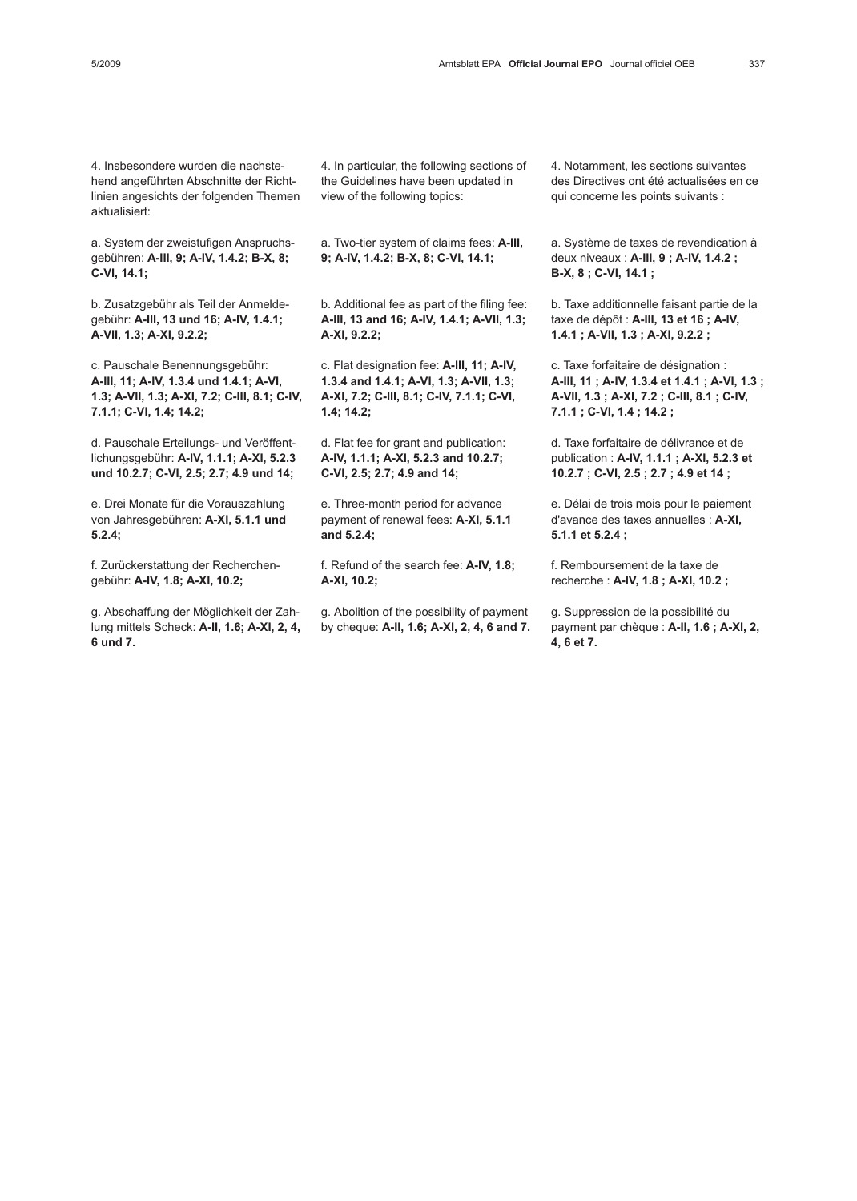4. Insbesondere wurden die nachstehend angeführten Abschnitte der Richtlinien angesichts der folgenden Themen aktualisiert:

a. System der zweistufigen Anspruchsgebühren: **A-III, 9; A-IV, 1.4.2; B-X, 8; C-VI, 14.1;**

b. Zusatzgebühr als Teil der Anmeldegebühr: **A-III, 13 und 16; A-IV, 1.4.1; A-VII, 1.3; A-XI, 9.2.2;**

c. Pauschale Benennungsgebühr: **A-III, 11; A-IV, 1.3.4 und 1.4.1; A-VI, 1.3; A-VII, 1.3; A-XI, 7.2; C-III, 8.1; C-IV, 7.1.1; C-VI, 1.4; 14.2;**

d. Pauschale Erteilungs- und Veröffentlichungsgebühr: **A-IV, 1.1.1; A-XI, 5.2.3 und 10.2.7; C-VI, 2.5; 2.7; 4.9 und 14;**

e. Drei Monate für die Vorauszahlung von Jahresgebühren: **A-XI, 5.1.1 und 5.2.4;**

f. Zurückerstattung der Recherchengebühr: **A-IV, 1.8; A-XI, 10.2;**

g. Abschaffung der Möglichkeit der Zahlung mittels Scheck: **A-II, 1.6; A-XI, 2, 4, 6 und 7.**

4. In particular, the following sections of the Guidelines have been updated in view of the following topics:

a. Two-tier system of claims fees: **A-III, 9; A-IV, 1.4.2; B-X, 8; C-VI, 14.1;**

b. Additional fee as part of the filing fee: **A-III, 13 and 16; A-IV, 1.4.1; A-VII, 1.3; A-XI, 9.2.2;**

c. Flat designation fee: **A-III, 11; A-IV, 1.3.4 and 1.4.1; A-VI, 1.3; A-VII, 1.3; A-XI, 7.2; C-III, 8.1; C-IV, 7.1.1; C-VI, 1.4; 14.2;**

d. Flat fee for grant and publication: **A-IV, 1.1.1; A-XI, 5.2.3 and 10.2.7; C-VI, 2.5; 2.7; 4.9 and 14;**

e. Three-month period for advance payment of renewal fees: **A-XI, 5.1.1 and 5.2.4;**

f. Refund of the search fee: **A-IV, 1.8; A-XI, 10.2;**

g. Abolition of the possibility of payment by cheque: **A-II, 1.6; A-XI, 2, 4, 6 and 7.**

4. Notamment, les sections suivantes des Directives ont été actualisées en ce qui concerne les points suivants :

a. Système de taxes de revendication à deux niveaux : **A-III, 9 ; A-IV, 1.4.2 ; B-X, 8 ; C-VI, 14.1 ;**

b. Taxe additionnelle faisant partie de la taxe de dépôt : **A-III, 13 et 16 ; A-IV, 1.4.1 ; A-VII, 1.3 ; A-XI, 9.2.2 ;**

c. Taxe forfaitaire de désignation : **A-III, 11 ; A-IV, 1.3.4 et 1.4.1 ; A-VI, 1.3 ; A-VII, 1.3 ; A-XI, 7.2 ; C-III, 8.1 ; C-IV, 7.1.1 ; C-VI, 1.4 ; 14.2 ;**

d. Taxe forfaitaire de délivrance et de publication : **A-IV, 1.1.1 ; A-XI, 5.2.3 et 10.2.7 ; C-VI, 2.5 ; 2.7 ; 4.9 et 14 ;**

e. Délai de trois mois pour le paiement d'avance des taxes annuelles : **A-XI, 5.1.1 et 5.2.4 ;**

f. Remboursement de la taxe de recherche : **A-IV, 1.8 ; A-XI, 10.2 ;**

g. Suppression de la possibilité du payment par chèque : **A-II, 1.6 ; A-XI, 2, 4, 6 et 7.**